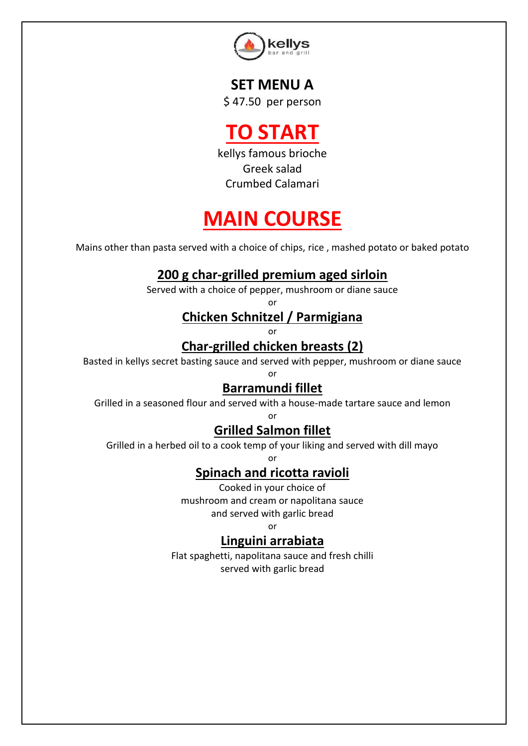kellys
bar and grill

# SET MENU A

$ 47.50 per person

# TO START

kellys famous brioche
Greek salad
Crumbed Calamari

# MAIN COURSE

Mains other than pasta served with a choice of chips, rice , mashed potato or baked potato

## 200 g char-grilled premium aged sirloin

Served with a choice of pepper, mushroom or diane sauce

or

## Chicken Schnitzel / Parmigiana

or

## Char-grilled chicken breasts (2)

Basted in kellys secret basting sauce and served with pepper, mushroom or diane sauce

or

## Barramundi fillet

Grilled in a seasoned flour and served with a house-made tartare sauce and lemon

or

## Grilled Salmon fillet

Grilled in a herbed oil to a cook temp of your liking and served with dill mayo

or

## Spinach and ricotta ravioli

Cooked in your choice of
mushroom and cream or napolitana sauce
and served with garlic bread

or

## Linguini arrabiata

Flat spaghetti, napolitana sauce and fresh chilli
served with garlic bread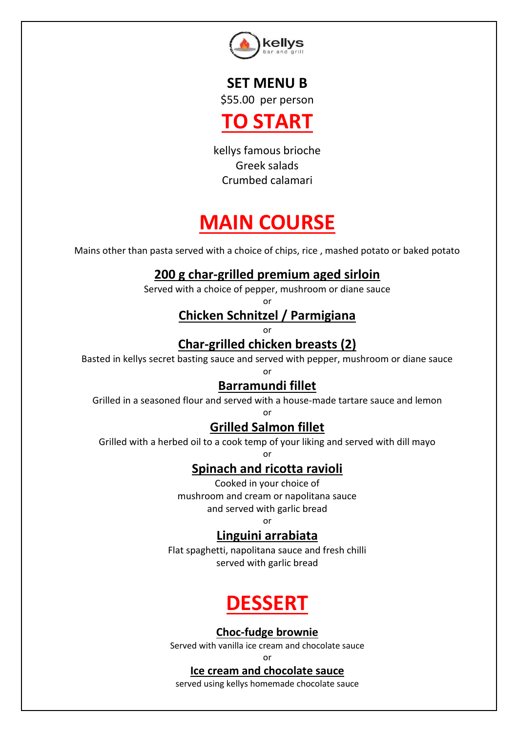kellys
bar and grill

# SET MENU B

$55.00 per person

# TO START

kellys famous brioche
Greek salads
Crumbed calamari

# MAIN COURSE

Mains other than pasta served with a choice of chips, rice , mashed potato or baked potato

### 200 g char-grilled premium aged sirloin

Served with a choice of pepper, mushroom or diane sauce

or

### Chicken Schnitzel / Parmigiana

or

### Char-grilled chicken breasts (2)

Basted in kellys secret basting sauce and served with pepper, mushroom or diane sauce

or

### Barramundi fillet

Grilled in a seasoned flour and served with a house-made tartare sauce and lemon

or

### Grilled Salmon fillet

Grilled with a herbed oil to a cook temp of your liking and served with dill mayo

or

### Spinach and ricotta ravioli

Cooked in your choice of
mushroom and cream or napolitana sauce
and served with garlic bread

or

### Linguini arrabiata

Flat spaghetti, napolitana sauce and fresh chilli
served with garlic bread

# DESSERT

### Choc-fudge brownie

Served with vanilla ice cream and chocolate sauce

or

### Ice cream and chocolate sauce

served using kellys homemade chocolate sauce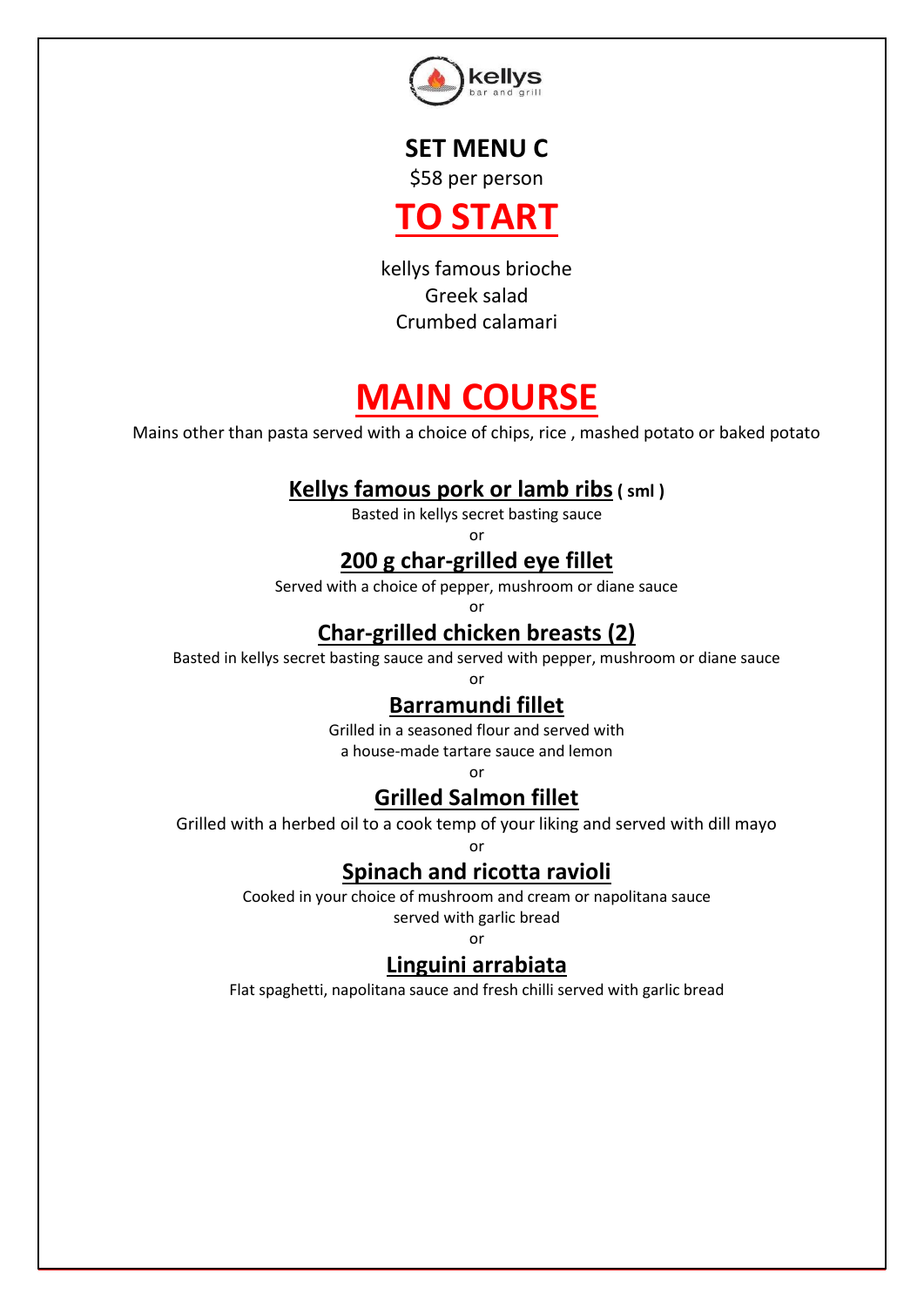kellys
bar and grill

# SET MENU C

$58 per person

## TO START

kellys famous brioche
Greek salad
Crumbed calamari

## MAIN COURSE

Mains other than pasta served with a choice of chips, rice , mashed potato or baked potato

### Kellys famous pork or lamb ribs ( sml )

Basted in kellys secret basting sauce

or

### 200 g char-grilled eye fillet

Served with a choice of pepper, mushroom or diane sauce

or

### Char-grilled chicken breasts (2)

Basted in kellys secret basting sauce and served with pepper, mushroom or diane sauce

or

### Barramundi fillet

Grilled in a seasoned flour and served with
a house-made tartare sauce and lemon

or

### Grilled Salmon fillet

Grilled with a herbed oil to a cook temp of your liking and served with dill mayo

or

### Spinach and ricotta ravioli

Cooked in your choice of mushroom and cream or napolitana sauce
served with garlic bread

or

### Linguini arrabiata

Flat spaghetti, napolitana sauce and fresh chilli served with garlic bread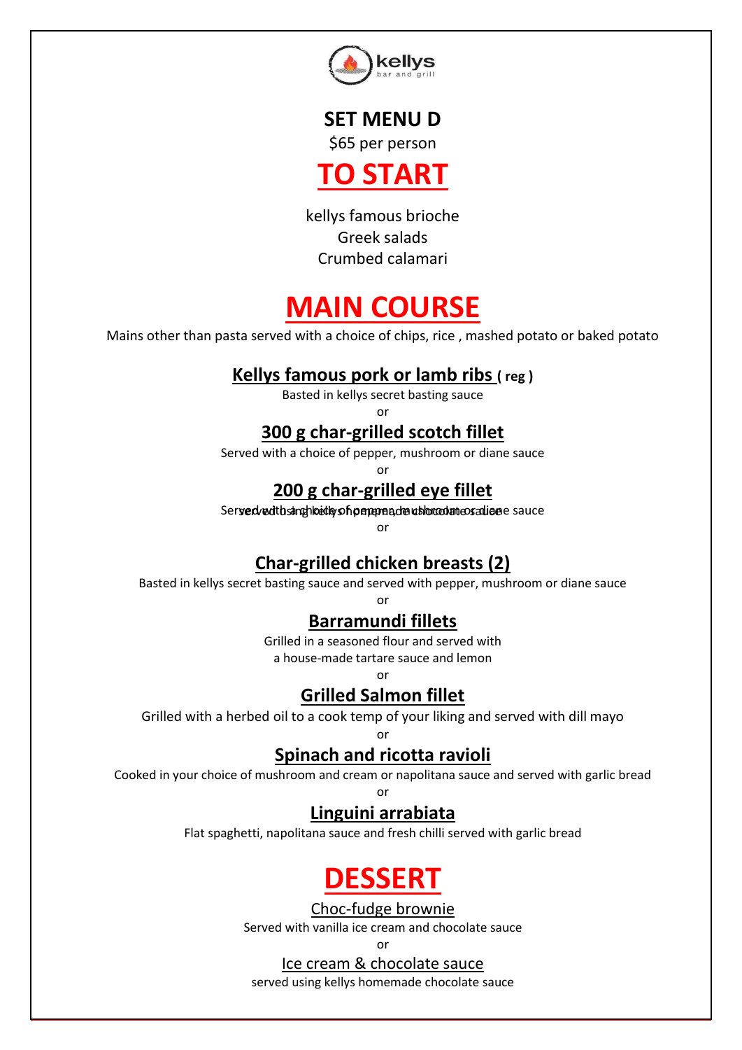kellys
bar and grill

# SET MENU D

$65 per person

# TO START

kellys famous brioche
Greek salads
Crumbed calamari

# MAIN COURSE

Mains other than pasta served with a choice of chips, rice , mashed potato or baked potato

### Kellys famous pork or lamb ribs ( reg )

Basted in kellys secret basting sauce

or

### 300 g char-grilled scotch fillet

Served with a choice of pepper, mushroom or diane sauce

or

### 200 g char-grilled eye fillet

Served with a choice of pepper, mushroom or diane sauce

or

### Char-grilled chicken breasts (2)

Basted in kellys secret basting sauce and served with pepper, mushroom or diane sauce

or

### Barramundi fillets

Grilled in a seasoned flour and served with
a house-made tartare sauce and lemon

or

### Grilled Salmon fillet

Grilled with a herbed oil to a cook temp of your liking and served with dill mayo

or

### Spinach and ricotta ravioli

Cooked in your choice of mushroom and cream or napolitana sauce and served with garlic bread

or

### Linguini arrabiata

Flat spaghetti, napolitana sauce and fresh chilli served with garlic bread

# DESSERT

Choc-fudge brownie

Served with vanilla ice cream and chocolate sauce

or

Ice cream & chocolate sauce

served using kellys homemade chocolate sauce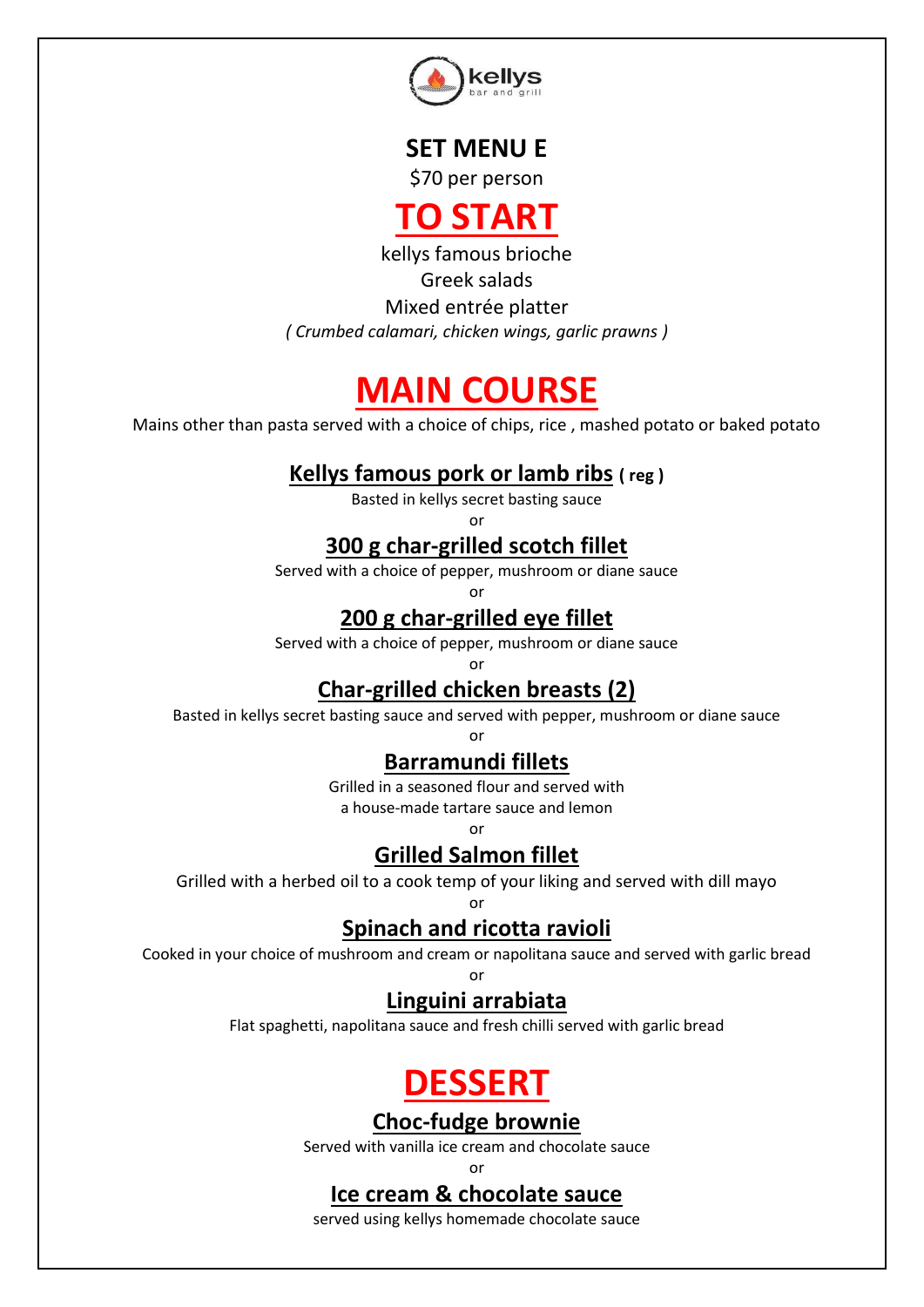kellys
bar and grill

# SET MENU E

$70 per person

## TO START

kellys famous brioche

Greek salads

Mixed entrée platter

*( Crumbed calamari, chicken wings, garlic prawns )*

## MAIN COURSE

Mains other than pasta served with a choice of chips, rice , mashed potato or baked potato

### Kellys famous pork or lamb ribs ( reg )

Basted in kellys secret basting sauce

or

### 300 g char-grilled scotch fillet

Served with a choice of pepper, mushroom or diane sauce

or

### 200 g char-grilled eye fillet

Served with a choice of pepper, mushroom or diane sauce

or

### Char-grilled chicken breasts (2)

Basted in kellys secret basting sauce and served with pepper, mushroom or diane sauce

or

### Barramundi fillets

Grilled in a seasoned flour and served with
a house-made tartare sauce and lemon

or

### Grilled Salmon fillet

Grilled with a herbed oil to a cook temp of your liking and served with dill mayo

or

### Spinach and ricotta ravioli

Cooked in your choice of mushroom and cream or napolitana sauce and served with garlic bread

or

### Linguini arrabiata

Flat spaghetti, napolitana sauce and fresh chilli served with garlic bread

## DESSERT

### Choc-fudge brownie

Served with vanilla ice cream and chocolate sauce

or

### Ice cream & chocolate sauce

served using kellys homemade chocolate sauce